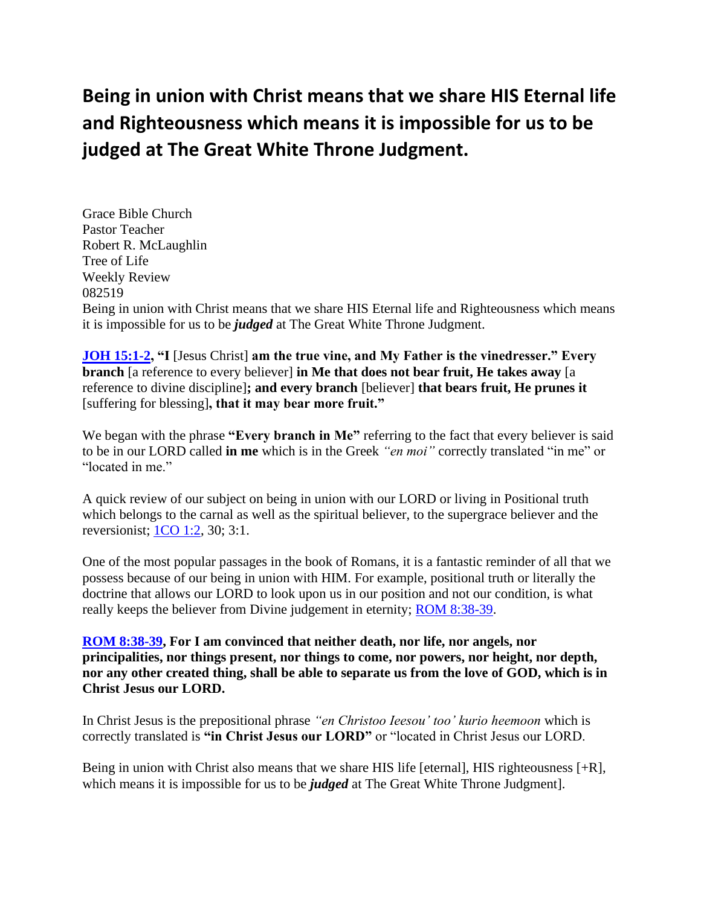# Being in union with Christ means that we share HIS Eternal life and Righteousness which means it is impossible for us to be judged at The Great White Throne Judgment.

Grace Bible Church
Pastor Teacher
Robert R. McLaughlin
Tree of Life
Weekly Review
082519
Being in union with Christ means that we share HIS Eternal life and Righteousness which means it is impossible for us to be ***judged*** at The Great White Throne Judgment.

**JOH 15:1-2, "I** [Jesus Christ] **am the true vine, and My Father is the vinedresser." Every branch** [a reference to every believer] **in Me that does not bear fruit, He takes away** [a reference to divine discipline]**; and every branch** [believer] **that bears fruit, He prunes it** [suffering for blessing]**, that it may bear more fruit."**

We began with the phrase **"Every branch in Me"** referring to the fact that every believer is said to be in our LORD called **in me** which is in the Greek *"en moi"* correctly translated "in me" or "located in me."

A quick review of our subject on being in union with our LORD or living in Positional truth which belongs to the carnal as well as the spiritual believer, to the supergrace believer and the reversionist; 1CO 1:2, 30; 3:1.

One of the most popular passages in the book of Romans, it is a fantastic reminder of all that we possess because of our being in union with HIM. For example, positional truth or literally the doctrine that allows our LORD to look upon us in our position and not our condition, is what really keeps the believer from Divine judgement in eternity; ROM 8:38-39.

**ROM 8:38-39, For I am convinced that neither death, nor life, nor angels, nor principalities, nor things present, nor things to come, nor powers, nor height, nor depth, nor any other created thing, shall be able to separate us from the love of GOD, which is in Christ Jesus our LORD.**

In Christ Jesus is the prepositional phrase *"en Christoo Ieesou' too' kurio heemoon* which is correctly translated is **"in Christ Jesus our LORD"** or "located in Christ Jesus our LORD.

Being in union with Christ also means that we share HIS life [eternal], HIS righteousness [+R], which means it is impossible for us to be ***judged*** at The Great White Throne Judgment].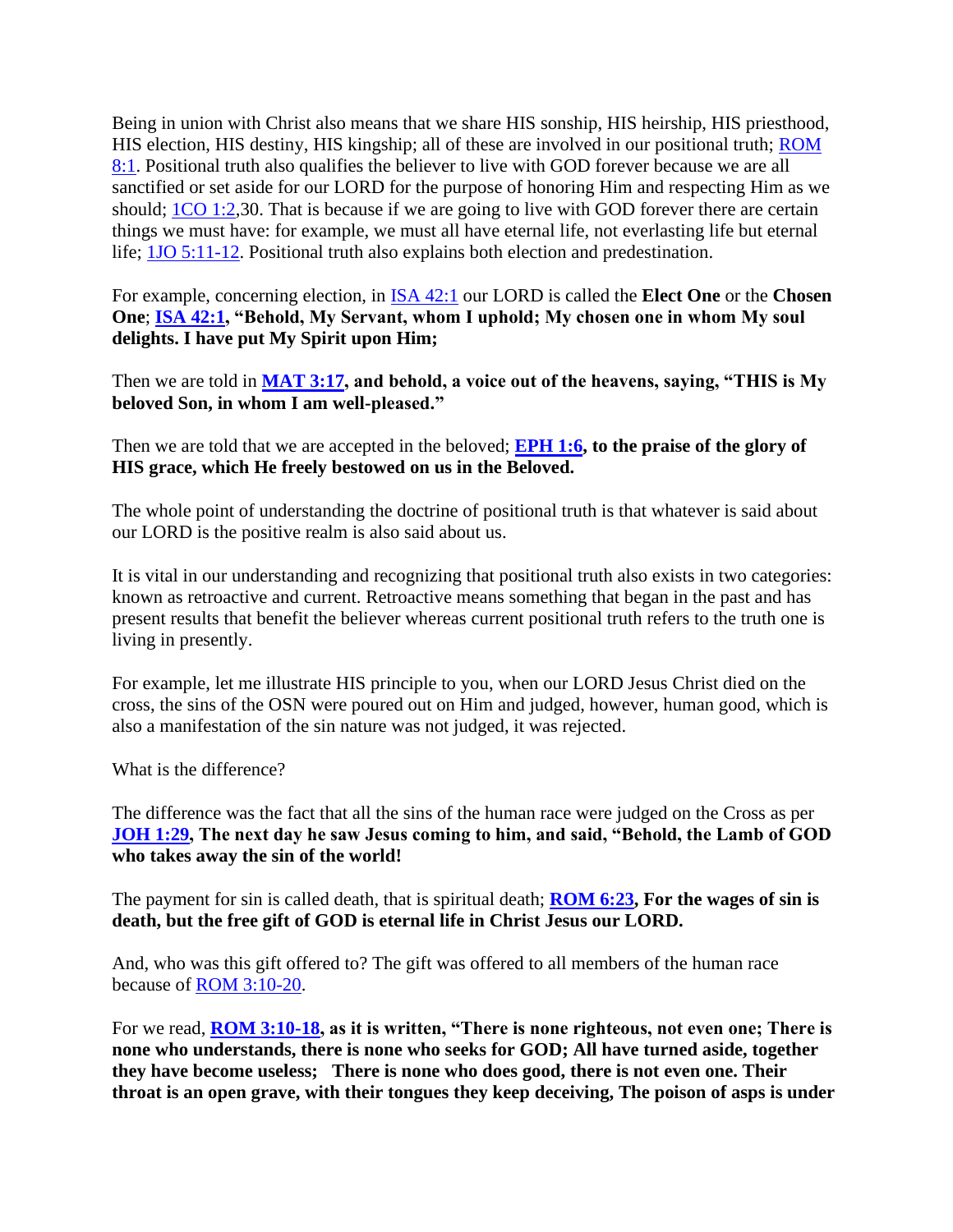Being in union with Christ also means that we share HIS sonship, HIS heirship, HIS priesthood, HIS election, HIS destiny, HIS kingship; all of these are involved in our positional truth; ROM 8:1. Positional truth also qualifies the believer to live with GOD forever because we are all sanctified or set aside for our LORD for the purpose of honoring Him and respecting Him as we should; 1CO 1:2,30. That is because if we are going to live with GOD forever there are certain things we must have: for example, we must all have eternal life, not everlasting life but eternal life; 1JO 5:11-12. Positional truth also explains both election and predestination.

For example, concerning election, in ISA 42:1 our LORD is called the **Elect One** or the **Chosen One**; **ISA 42:1, "Behold, My Servant, whom I uphold; My chosen one in whom My soul delights. I have put My Spirit upon Him;**

Then we are told in **MAT 3:17, and behold, a voice out of the heavens, saying, "THIS is My beloved Son, in whom I am well-pleased."**

Then we are told that we are accepted in the beloved; **EPH 1:6, to the praise of the glory of HIS grace, which He freely bestowed on us in the Beloved.**

The whole point of understanding the doctrine of positional truth is that whatever is said about our LORD is the positive realm is also said about us.

It is vital in our understanding and recognizing that positional truth also exists in two categories: known as retroactive and current. Retroactive means something that began in the past and has present results that benefit the believer whereas current positional truth refers to the truth one is living in presently.

For example, let me illustrate HIS principle to you, when our LORD Jesus Christ died on the cross, the sins of the OSN were poured out on Him and judged, however, human good, which is also a manifestation of the sin nature was not judged, it was rejected.

What is the difference?

The difference was the fact that all the sins of the human race were judged on the Cross as per **JOH 1:29, The next day he saw Jesus coming to him, and said, "Behold, the Lamb of GOD who takes away the sin of the world!**

The payment for sin is called death, that is spiritual death; **ROM 6:23, For the wages of sin is death, but the free gift of GOD is eternal life in Christ Jesus our LORD.**

And, who was this gift offered to? The gift was offered to all members of the human race because of ROM 3:10-20.

For we read, **ROM 3:10-18, as it is written, "There is none righteous, not even one; There is none who understands, there is none who seeks for GOD; All have turned aside, together they have become useless; There is none who does good, there is not even one. Their throat is an open grave, with their tongues they keep deceiving, The poison of asps is under**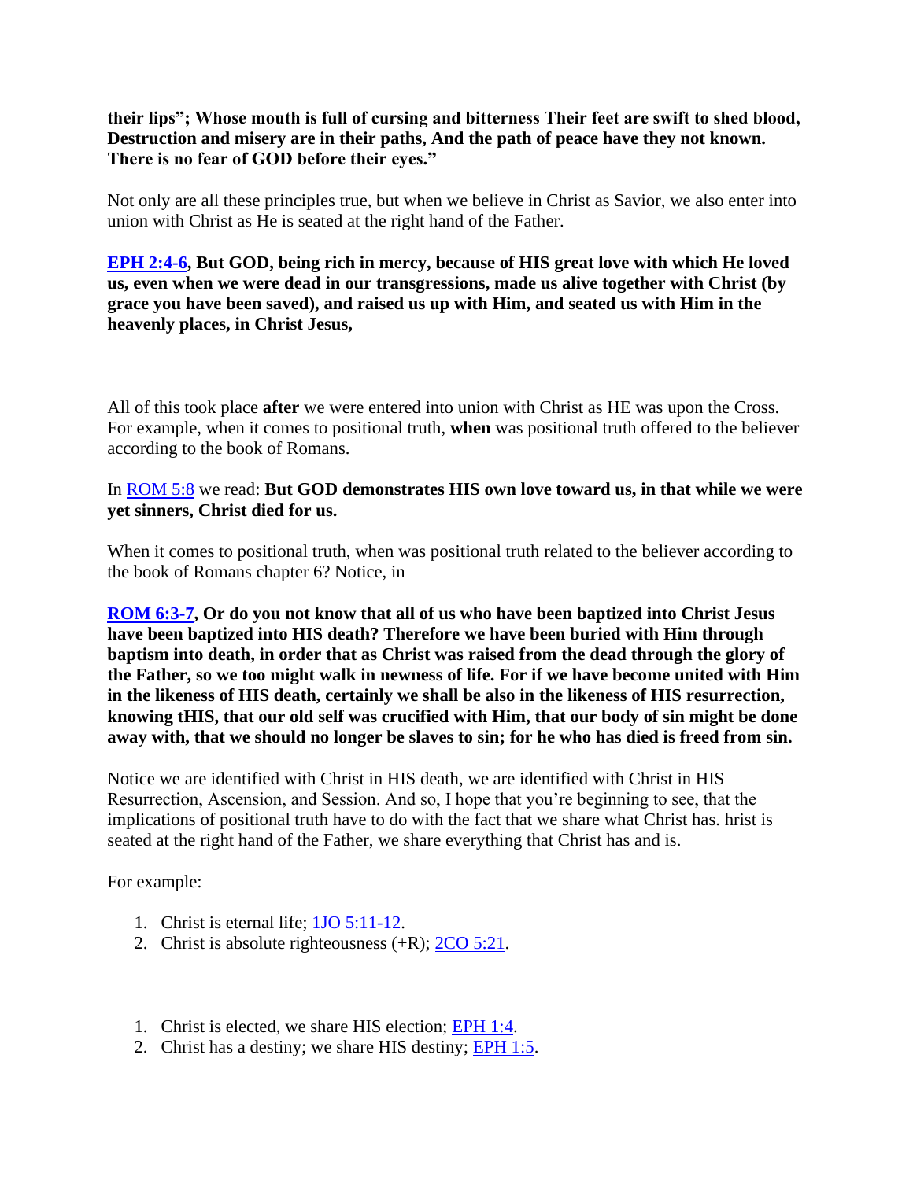**their lips"; Whose mouth is full of cursing and bitterness Their feet are swift to shed blood, Destruction and misery are in their paths, And the path of peace have they not known. There is no fear of GOD before their eyes."**

Not only are all these principles true, but when we believe in Christ as Savior, we also enter into union with Christ as He is seated at the right hand of the Father.

**EPH 2:4-6, But GOD, being rich in mercy, because of HIS great love with which He loved us, even when we were dead in our transgressions, made us alive together with Christ (by grace you have been saved), and raised us up with Him, and seated us with Him in the heavenly places, in Christ Jesus,**

All of this took place **after** we were entered into union with Christ as HE was upon the Cross. For example, when it comes to positional truth, **when** was positional truth offered to the believer according to the book of Romans.

In ROM 5:8 we read: **But GOD demonstrates HIS own love toward us, in that while we were yet sinners, Christ died for us.**

When it comes to positional truth, when was positional truth related to the believer according to the book of Romans chapter 6? Notice, in

**ROM 6:3-7, Or do you not know that all of us who have been baptized into Christ Jesus have been baptized into HIS death? Therefore we have been buried with Him through baptism into death, in order that as Christ was raised from the dead through the glory of the Father, so we too might walk in newness of life. For if we have become united with Him in the likeness of HIS death, certainly we shall be also in the likeness of HIS resurrection, knowing tHIS, that our old self was crucified with Him, that our body of sin might be done away with, that we should no longer be slaves to sin; for he who has died is freed from sin.**

Notice we are identified with Christ in HIS death, we are identified with Christ in HIS Resurrection, Ascension, and Session. And so, I hope that you're beginning to see, that the implications of positional truth have to do with the fact that we share what Christ has. hrist is seated at the right hand of the Father, we share everything that Christ has and is.

For example:

1. Christ is eternal life; 1JO 5:11-12.
2. Christ is absolute righteousness (+R); 2CO 5:21.

1. Christ is elected, we share HIS election; EPH 1:4.
2. Christ has a destiny; we share HIS destiny; EPH 1:5.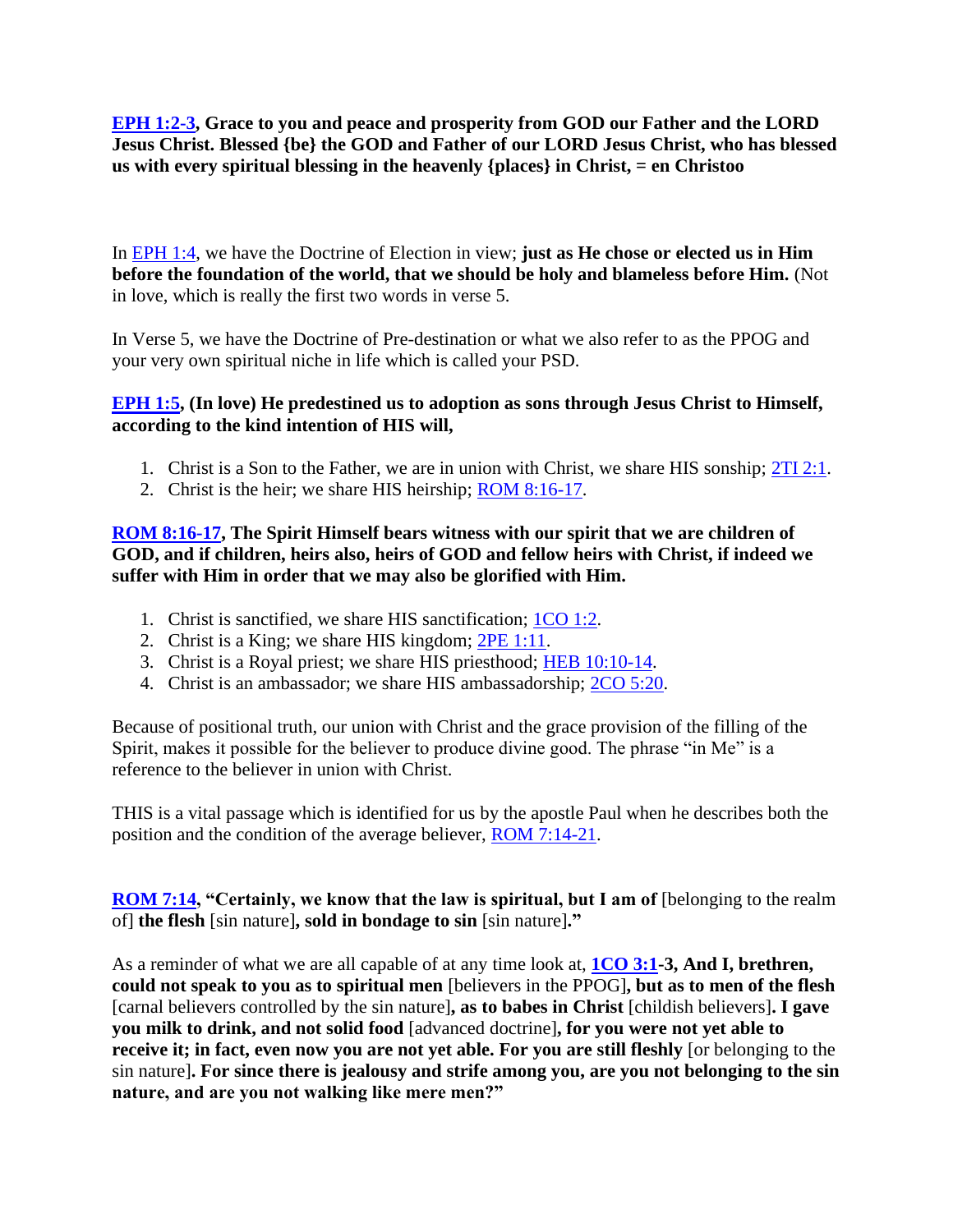**EPH 1:2-3, Grace to you and peace and prosperity from GOD our Father and the LORD Jesus Christ. Blessed {be} the GOD and Father of our LORD Jesus Christ, who has blessed us with every spiritual blessing in the heavenly {places} in Christ, = en Christoo**

In EPH 1:4, we have the Doctrine of Election in view; **just as He chose or elected us in Him before the foundation of the world, that we should be holy and blameless before Him.** (Not in love, which is really the first two words in verse 5.

In Verse 5, we have the Doctrine of Pre-destination or what we also refer to as the PPOG and your very own spiritual niche in life which is called your PSD.

**EPH 1:5, (In love) He predestined us to adoption as sons through Jesus Christ to Himself, according to the kind intention of HIS will,**

1. Christ is a Son to the Father, we are in union with Christ, we share HIS sonship; 2TI 2:1.
2. Christ is the heir; we share HIS heirship; ROM 8:16-17.

**ROM 8:16-17, The Spirit Himself bears witness with our spirit that we are children of GOD, and if children, heirs also, heirs of GOD and fellow heirs with Christ, if indeed we suffer with Him in order that we may also be glorified with Him.**

1. Christ is sanctified, we share HIS sanctification; 1CO 1:2.
2. Christ is a King; we share HIS kingdom; 2PE 1:11.
3. Christ is a Royal priest; we share HIS priesthood; HEB 10:10-14.
4. Christ is an ambassador; we share HIS ambassadorship; 2CO 5:20.

Because of positional truth, our union with Christ and the grace provision of the filling of the Spirit, makes it possible for the believer to produce divine good. The phrase "in Me" is a reference to the believer in union with Christ.

THIS is a vital passage which is identified for us by the apostle Paul when he describes both the position and the condition of the average believer, ROM 7:14-21.

**ROM 7:14, "Certainly, we know that the law is spiritual, but I am of** [belonging to the realm of] **the flesh** [sin nature]**, sold in bondage to sin** [sin nature]**."**

As a reminder of what we are all capable of at any time look at, **1CO 3:1-3, And I, brethren, could not speak to you as to spiritual men** [believers in the PPOG]**, but as to men of the flesh** [carnal believers controlled by the sin nature]**, as to babes in Christ** [childish believers]**. I gave you milk to drink, and not solid food** [advanced doctrine]**, for you were not yet able to receive it; in fact, even now you are not yet able. For you are still fleshly** [or belonging to the sin nature]**. For since there is jealousy and strife among you, are you not belonging to the sin nature, and are you not walking like mere men?"**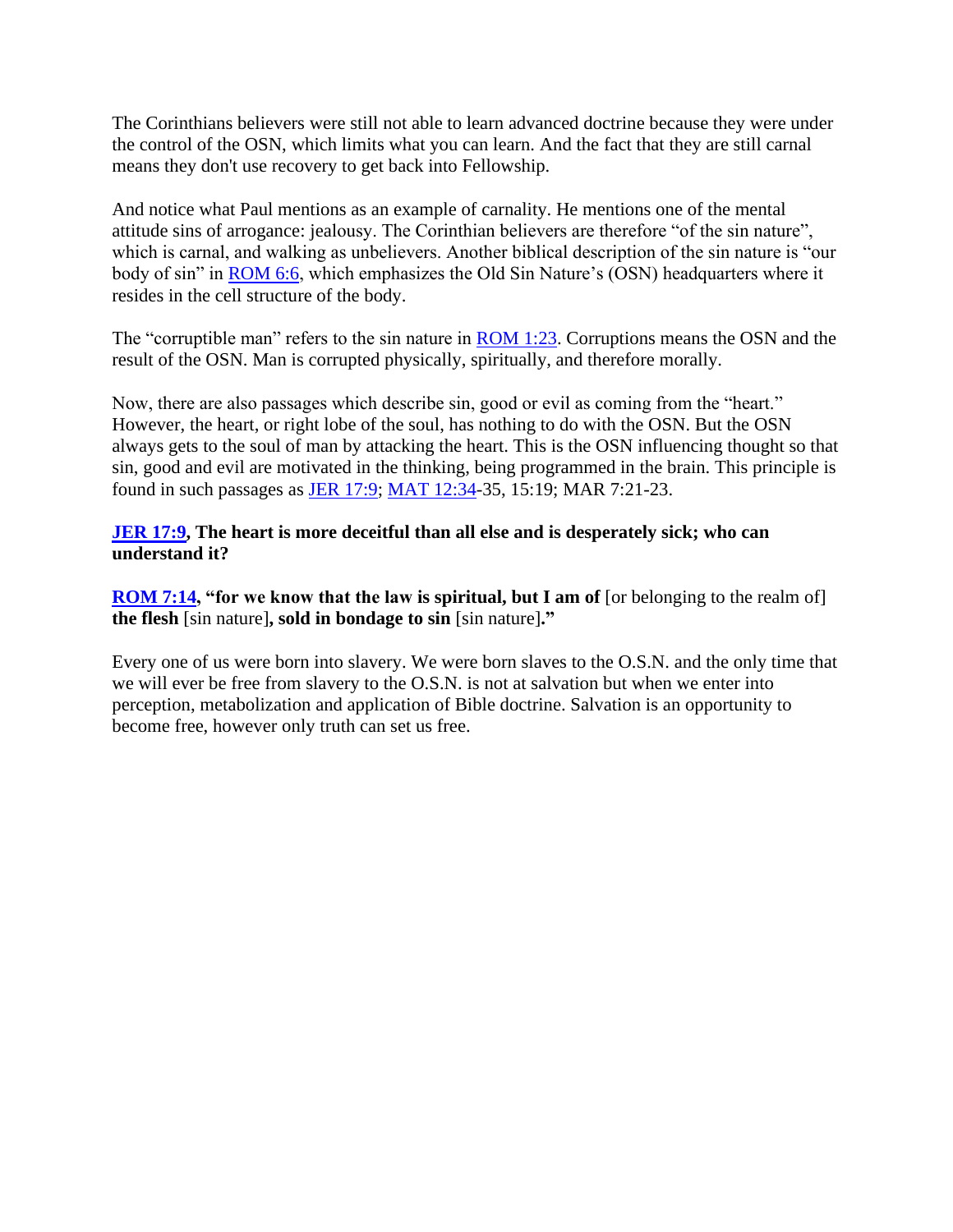The Corinthians believers were still not able to learn advanced doctrine because they were under the control of the OSN, which limits what you can learn. And the fact that they are still carnal means they don't use recovery to get back into Fellowship.

And notice what Paul mentions as an example of carnality. He mentions one of the mental attitude sins of arrogance: jealousy. The Corinthian believers are therefore "of the sin nature", which is carnal, and walking as unbelievers. Another biblical description of the sin nature is "our body of sin" in ROM 6:6, which emphasizes the Old Sin Nature's (OSN) headquarters where it resides in the cell structure of the body.

The "corruptible man" refers to the sin nature in ROM 1:23. Corruptions means the OSN and the result of the OSN. Man is corrupted physically, spiritually, and therefore morally.

Now, there are also passages which describe sin, good or evil as coming from the "heart." However, the heart, or right lobe of the soul, has nothing to do with the OSN. But the OSN always gets to the soul of man by attacking the heart. This is the OSN influencing thought so that sin, good and evil are motivated in the thinking, being programmed in the brain. This principle is found in such passages as JER 17:9; MAT 12:34-35, 15:19; MAR 7:21-23.

**JER 17:9, The heart is more deceitful than all else and is desperately sick; who can understand it?**

**ROM 7:14, "for we know that the law is spiritual, but I am of** [or belonging to the realm of] **the flesh** [sin nature]**, sold in bondage to sin** [sin nature]**."**

Every one of us were born into slavery. We were born slaves to the O.S.N. and the only time that we will ever be free from slavery to the O.S.N. is not at salvation but when we enter into perception, metabolization and application of Bible doctrine. Salvation is an opportunity to become free, however only truth can set us free.